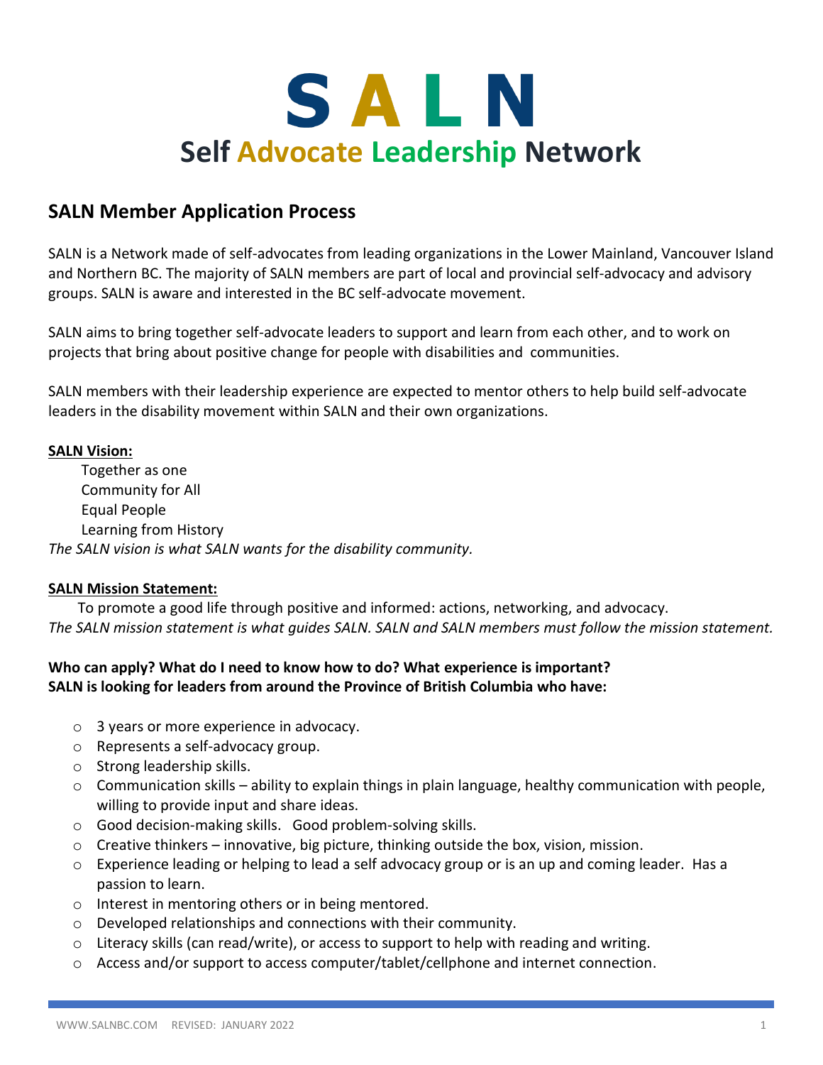# SALN

## Self Advocate Leadership Network

## SALN Member Application Process

SALN is a Network made of self-advocates from leading organizations in the Lower Mainland, Vancouver Island and Northern BC. The majority of SALN members are part of local and provincial self-advocacy and advisory groups. SALN is aware and interested in the BC self-advocate movement.

SALN aims to bring together self-advocate leaders to support and learn from each other, and to work on projects that bring about positive change for people with disabilities and communities.

SALN members with their leadership experience are expected to mentor others to help build self-advocate leaders in the disability movement within SALN and their own organizations.

**SALN Vision:**

Together as one
Community for All
Equal People
Learning from History

*The SALN vision is what SALN wants for the disability community.*

**SALN Mission Statement:**

To promote a good life through positive and informed: actions, networking, and advocacy.

*The SALN mission statement is what guides SALN. SALN and SALN members must follow the mission statement.*

**Who can apply? What do I need to know how to do? What experience is important?**
**SALN is looking for leaders from around the Province of British Columbia who have:**

- 3 years or more experience in advocacy.
- Represents a self-advocacy group.
- Strong leadership skills.
- Communication skills – ability to explain things in plain language, healthy communication with people, willing to provide input and share ideas.
- Good decision-making skills. Good problem-solving skills.
- Creative thinkers – innovative, big picture, thinking outside the box, vision, mission.
- Experience leading or helping to lead a self advocacy group or is an up and coming leader. Has a passion to learn.
- Interest in mentoring others or in being mentored.
- Developed relationships and connections with their community.
- Literacy skills (can read/write), or access to support to help with reading and writing.
- Access and/or support to access computer/tablet/cellphone and internet connection.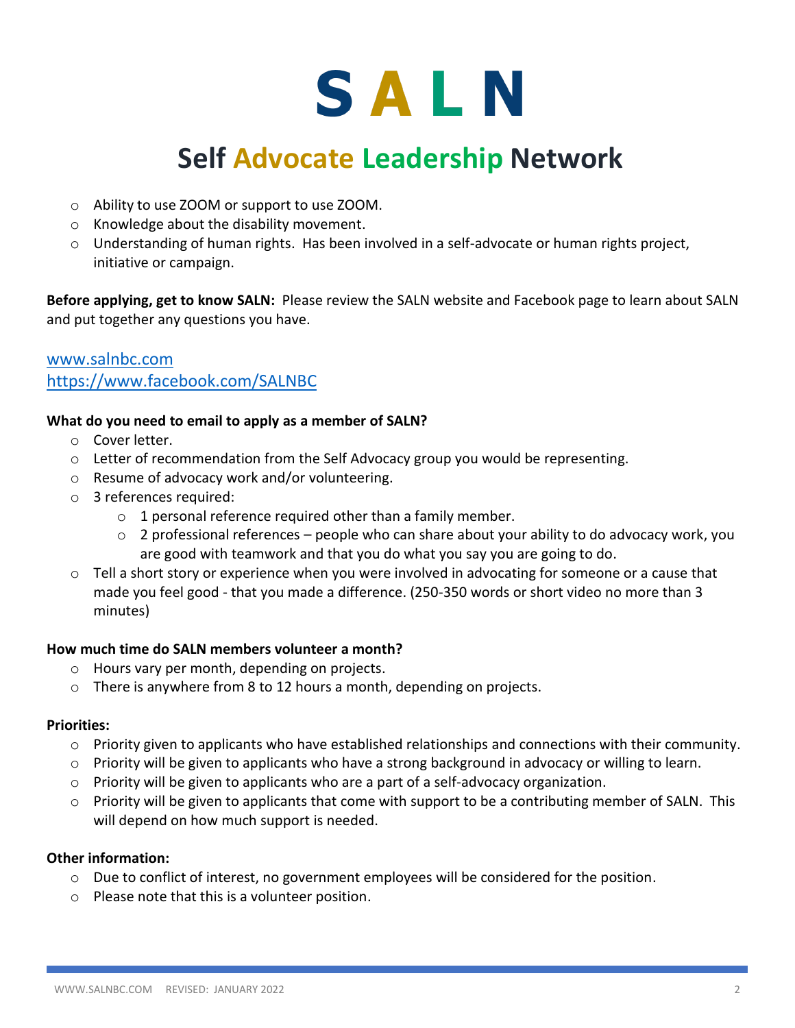# S A L N

## Self Advocate Leadership Network

- Ability to use ZOOM or support to use ZOOM.
- Knowledge about the disability movement.
- Understanding of human rights. Has been involved in a self-advocate or human rights project, initiative or campaign.

**Before applying, get to know SALN:** Please review the SALN website and Facebook page to learn about SALN and put together any questions you have.

www.salnbc.com
https://www.facebook.com/SALNBC

**What do you need to email to apply as a member of SALN?**

- Cover letter.
- Letter of recommendation from the Self Advocacy group you would be representing.
- Resume of advocacy work and/or volunteering.
- 3 references required:
  - 1 personal reference required other than a family member.
  - 2 professional references – people who can share about your ability to do advocacy work, you are good with teamwork and that you do what you say you are going to do.
- Tell a short story or experience when you were involved in advocating for someone or a cause that made you feel good - that you made a difference. (250-350 words or short video no more than 3 minutes)

**How much time do SALN members volunteer a month?**

- Hours vary per month, depending on projects.
- There is anywhere from 8 to 12 hours a month, depending on projects.

**Priorities:**

- Priority given to applicants who have established relationships and connections with their community.
- Priority will be given to applicants who have a strong background in advocacy or willing to learn.
- Priority will be given to applicants who are a part of a self-advocacy organization.
- Priority will be given to applicants that come with support to be a contributing member of SALN. This will depend on how much support is needed.

**Other information:**

- Due to conflict of interest, no government employees will be considered for the position.
- Please note that this is a volunteer position.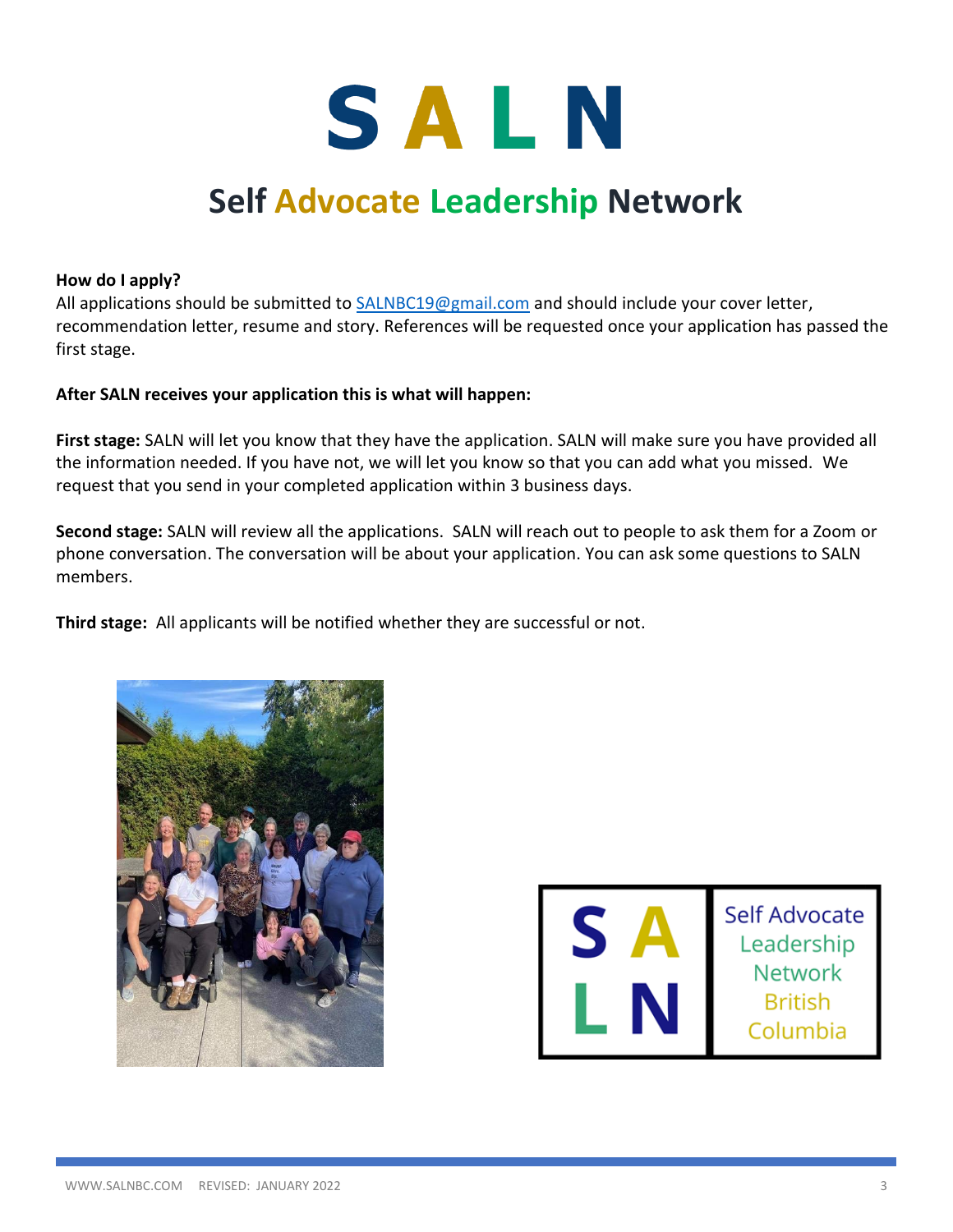# SALN

## Self Advocate Leadership Network

**How do I apply?**
All applications should be submitted to SALNBC19@gmail.com and should include your cover letter, recommendation letter, resume and story. References will be requested once your application has passed the first stage.

**After SALN receives your application this is what will happen:**

**First stage:** SALN will let you know that they have the application. SALN will make sure you have provided all the information needed. If you have not, we will let you know so that you can add what you missed. We request that you send in your completed application within 3 business days.

**Second stage:** SALN will review all the applications. SALN will reach out to people to ask them for a Zoom or phone conversation. The conversation will be about your application. You can ask some questions to SALN members.

**Third stage:** All applicants will be notified whether they are successful or not.

S A
L N

Self Advocate Leadership Network British Columbia